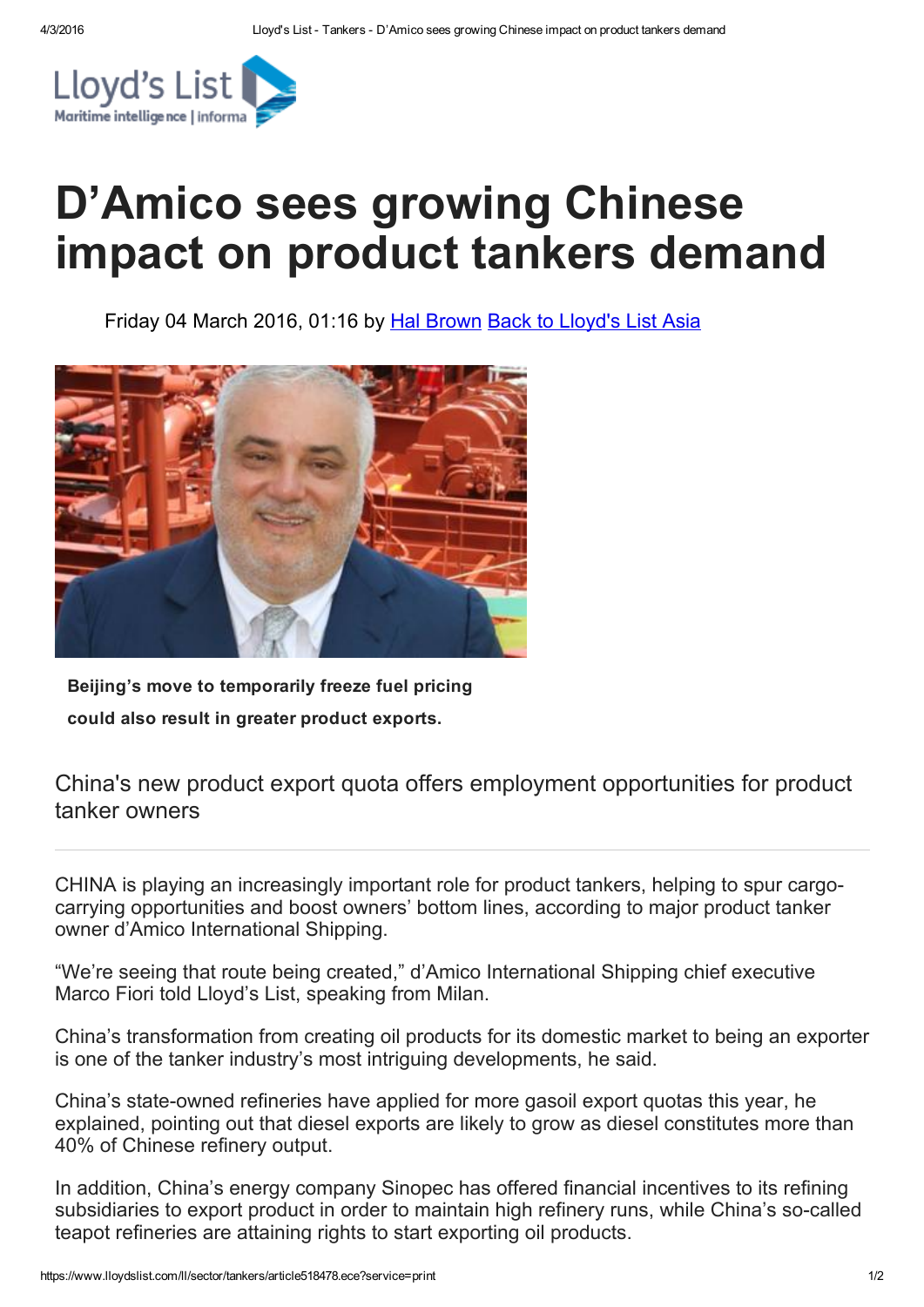# D'Amico sees growing Chinese impact on product tankers demand

Friday 04 March 2016, 01:16 by Hal Brown Back to Lloyd's List Asia

**Beijing's move to temporarily freeze fuel pricing could also result in greater product exports.**

China's new product export quota offers employment opportunities for product tanker owners

---

CHINA is playing an increasingly important role for product tankers, helping to spur cargo-carrying opportunities and boost owners' bottom lines, according to major product tanker owner d'Amico International Shipping.

"We're seeing that route being created," d'Amico International Shipping chief executive Marco Fiori told Lloyd's List, speaking from Milan.

China's transformation from creating oil products for its domestic market to being an exporter is one of the tanker industry's most intriguing developments, he said.

China's state-owned refineries have applied for more gasoil export quotas this year, he explained, pointing out that diesel exports are likely to grow as diesel constitutes more than 40% of Chinese refinery output.

In addition, China's energy company Sinopec has offered financial incentives to its refining subsidiaries to export product in order to maintain high refinery runs, while China's so-called teapot refineries are attaining rights to start exporting oil products.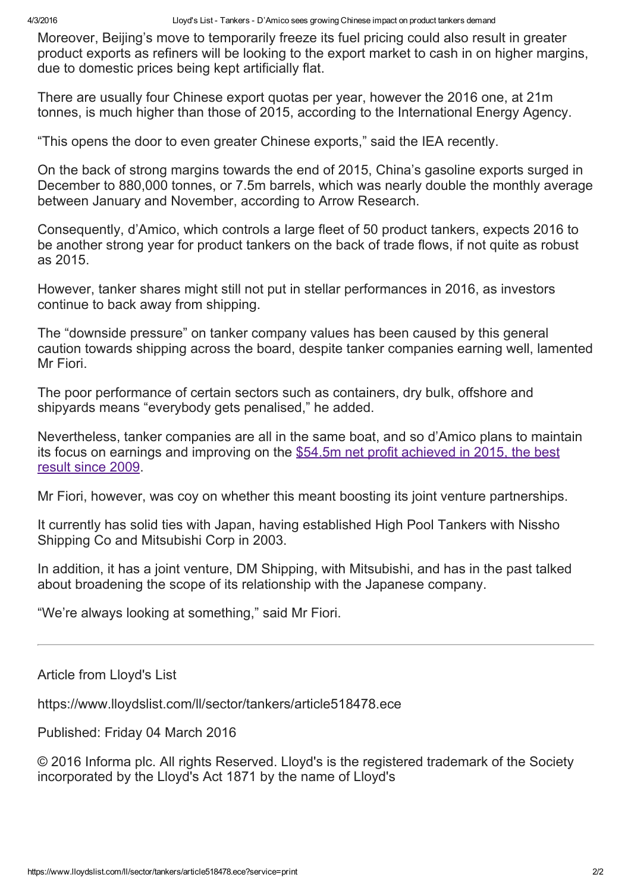Moreover, Beijing's move to temporarily freeze its fuel pricing could also result in greater product exports as refiners will be looking to the export market to cash in on higher margins, due to domestic prices being kept artificially flat.

There are usually four Chinese export quotas per year, however the 2016 one, at 21m tonnes, is much higher than those of 2015, according to the International Energy Agency.

"This opens the door to even greater Chinese exports," said the IEA recently.

On the back of strong margins towards the end of 2015, China's gasoline exports surged in December to 880,000 tonnes, or 7.5m barrels, which was nearly double the monthly average between January and November, according to Arrow Research.

Consequently, d'Amico, which controls a large fleet of 50 product tankers, expects 2016 to be another strong year for product tankers on the back of trade flows, if not quite as robust as 2015.

However, tanker shares might still not put in stellar performances in 2016, as investors continue to back away from shipping.

The "downside pressure" on tanker company values has been caused by this general caution towards shipping across the board, despite tanker companies earning well, lamented Mr Fiori.

The poor performance of certain sectors such as containers, dry bulk, offshore and shipyards means "everybody gets penalised," he added.

Nevertheless, tanker companies are all in the same boat, and so d'Amico plans to maintain its focus on earnings and improving on the [$54.5m net profit achieved in 2015, the best result since 2009].

Mr Fiori, however, was coy on whether this meant boosting its joint venture partnerships.

It currently has solid ties with Japan, having established High Pool Tankers with Nissho Shipping Co and Mitsubishi Corp in 2003.

In addition, it has a joint venture, DM Shipping, with Mitsubishi, and has in the past talked about broadening the scope of its relationship with the Japanese company.

"We're always looking at something," said Mr Fiori.

---

Article from Lloyd's List

https://www.lloydslist.com/ll/sector/tankers/article518478.ece

Published: Friday 04 March 2016

© 2016 Informa plc. All rights Reserved. Lloyd's is the registered trademark of the Society incorporated by the Lloyd's Act 1871 by the name of Lloyd's